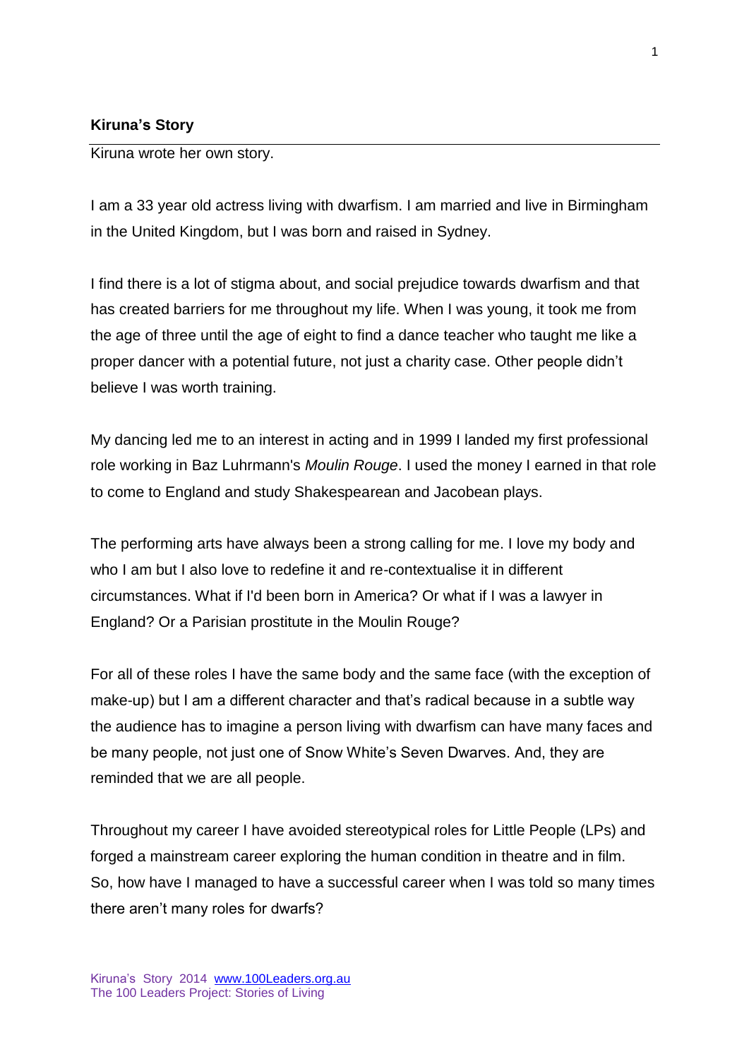## Kiruna's Story

Kiruna wrote her own story.

I am a 33 year old actress living with dwarfism. I am married and live in Birmingham in the United Kingdom, but I was born and raised in Sydney.

I find there is a lot of stigma about, and social prejudice towards dwarfism and that has created barriers for me throughout my life. When I was young, it took me from the age of three until the age of eight to find a dance teacher who taught me like a proper dancer with a potential future, not just a charity case. Other people didn't believe I was worth training.

My dancing led me to an interest in acting and in 1999 I landed my first professional role working in Baz Luhrmann's *Moulin Rouge*. I used the money I earned in that role to come to England and study Shakespearean and Jacobean plays.

The performing arts have always been a strong calling for me. I love my body and who I am but I also love to redefine it and re-contextualise it in different circumstances. What if I'd been born in America? Or what if I was a lawyer in England? Or a Parisian prostitute in the Moulin Rouge?

For all of these roles I have the same body and the same face (with the exception of make-up) but I am a different character and that's radical because in a subtle way the audience has to imagine a person living with dwarfism can have many faces and be many people, not just one of Snow White's Seven Dwarves. And, they are reminded that we are all people.

Throughout my career I have avoided stereotypical roles for Little People (LPs) and forged a mainstream career exploring the human condition in theatre and in film. So, how have I managed to have a successful career when I was told so many times there aren't many roles for dwarfs?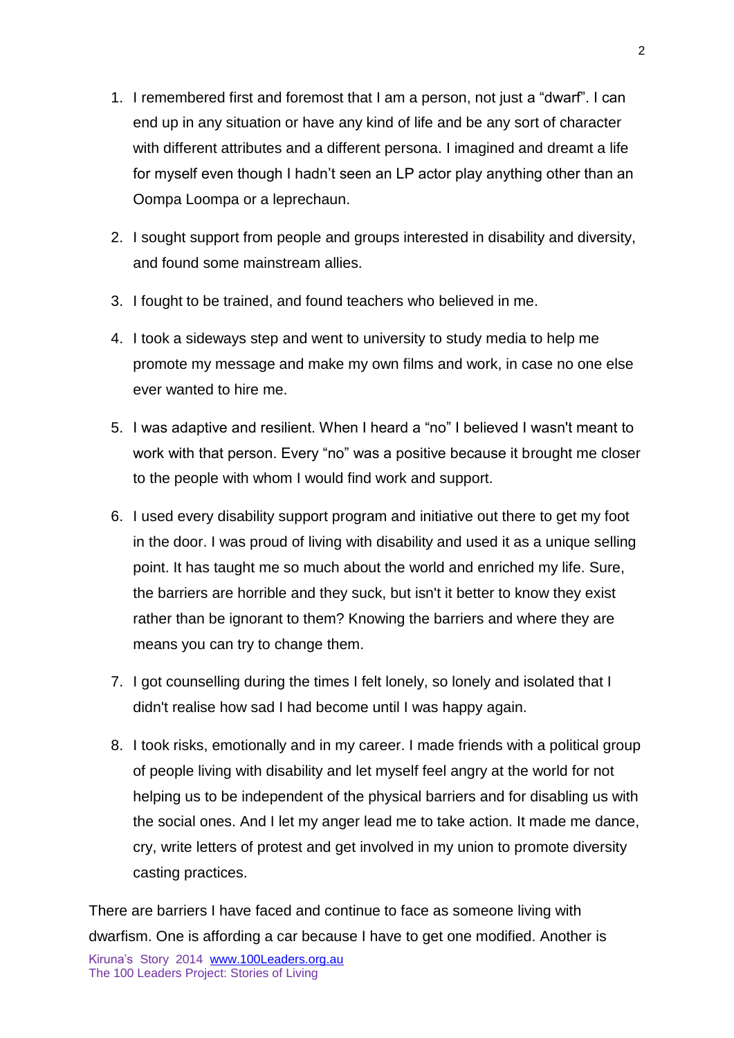1. I remembered first and foremost that I am a person, not just a "dwarf". I can end up in any situation or have any kind of life and be any sort of character with different attributes and a different persona. I imagined and dreamt a life for myself even though I hadn't seen an LP actor play anything other than an Oompa Loompa or a leprechaun.

2. I sought support from people and groups interested in disability and diversity, and found some mainstream allies.

3. I fought to be trained, and found teachers who believed in me.

4. I took a sideways step and went to university to study media to help me promote my message and make my own films and work, in case no one else ever wanted to hire me.

5. I was adaptive and resilient. When I heard a "no" I believed I wasn't meant to work with that person. Every "no" was a positive because it brought me closer to the people with whom I would find work and support.

6. I used every disability support program and initiative out there to get my foot in the door. I was proud of living with disability and used it as a unique selling point. It has taught me so much about the world and enriched my life. Sure, the barriers are horrible and they suck, but isn't it better to know they exist rather than be ignorant to them? Knowing the barriers and where they are means you can try to change them.

7. I got counselling during the times I felt lonely, so lonely and isolated that I didn't realise how sad I had become until I was happy again.

8. I took risks, emotionally and in my career. I made friends with a political group of people living with disability and let myself feel angry at the world for not helping us to be independent of the physical barriers and for disabling us with the social ones. And I let my anger lead me to take action. It made me dance, cry, write letters of protest and get involved in my union to promote diversity casting practices.

There are barriers I have faced and continue to face as someone living with dwarfism. One is affording a car because I have to get one modified. Another is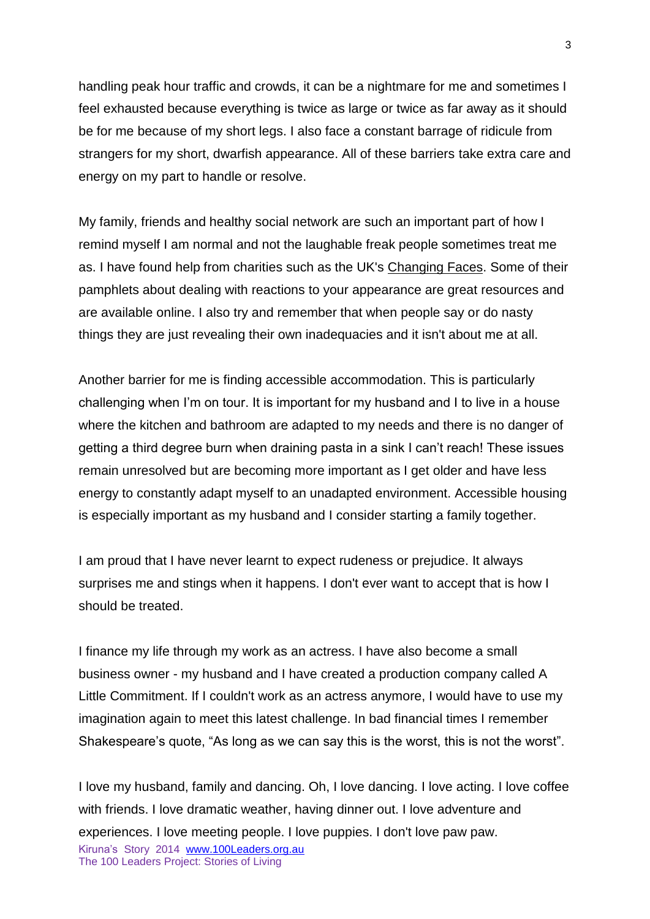handling peak hour traffic and crowds, it can be a nightmare for me and sometimes I feel exhausted because everything is twice as large or twice as far away as it should be for me because of my short legs. I also face a constant barrage of ridicule from strangers for my short, dwarfish appearance. All of these barriers take extra care and energy on my part to handle or resolve.

My family, friends and healthy social network are such an important part of how I remind myself I am normal and not the laughable freak people sometimes treat me as. I have found help from charities such as the UK's Changing Faces. Some of their pamphlets about dealing with reactions to your appearance are great resources and are available online. I also try and remember that when people say or do nasty things they are just revealing their own inadequacies and it isn't about me at all.

Another barrier for me is finding accessible accommodation. This is particularly challenging when I'm on tour. It is important for my husband and I to live in a house where the kitchen and bathroom are adapted to my needs and there is no danger of getting a third degree burn when draining pasta in a sink I can't reach! These issues remain unresolved but are becoming more important as I get older and have less energy to constantly adapt myself to an unadapted environment. Accessible housing is especially important as my husband and I consider starting a family together.

I am proud that I have never learnt to expect rudeness or prejudice. It always surprises me and stings when it happens. I don't ever want to accept that is how I should be treated.

I finance my life through my work as an actress. I have also become a small business owner - my husband and I have created a production company called A Little Commitment. If I couldn't work as an actress anymore, I would have to use my imagination again to meet this latest challenge. In bad financial times I remember Shakespeare's quote, "As long as we can say this is the worst, this is not the worst".

I love my husband, family and dancing. Oh, I love dancing. I love acting. I love coffee with friends. I love dramatic weather, having dinner out. I love adventure and experiences. I love meeting people. I love puppies. I don't love paw paw.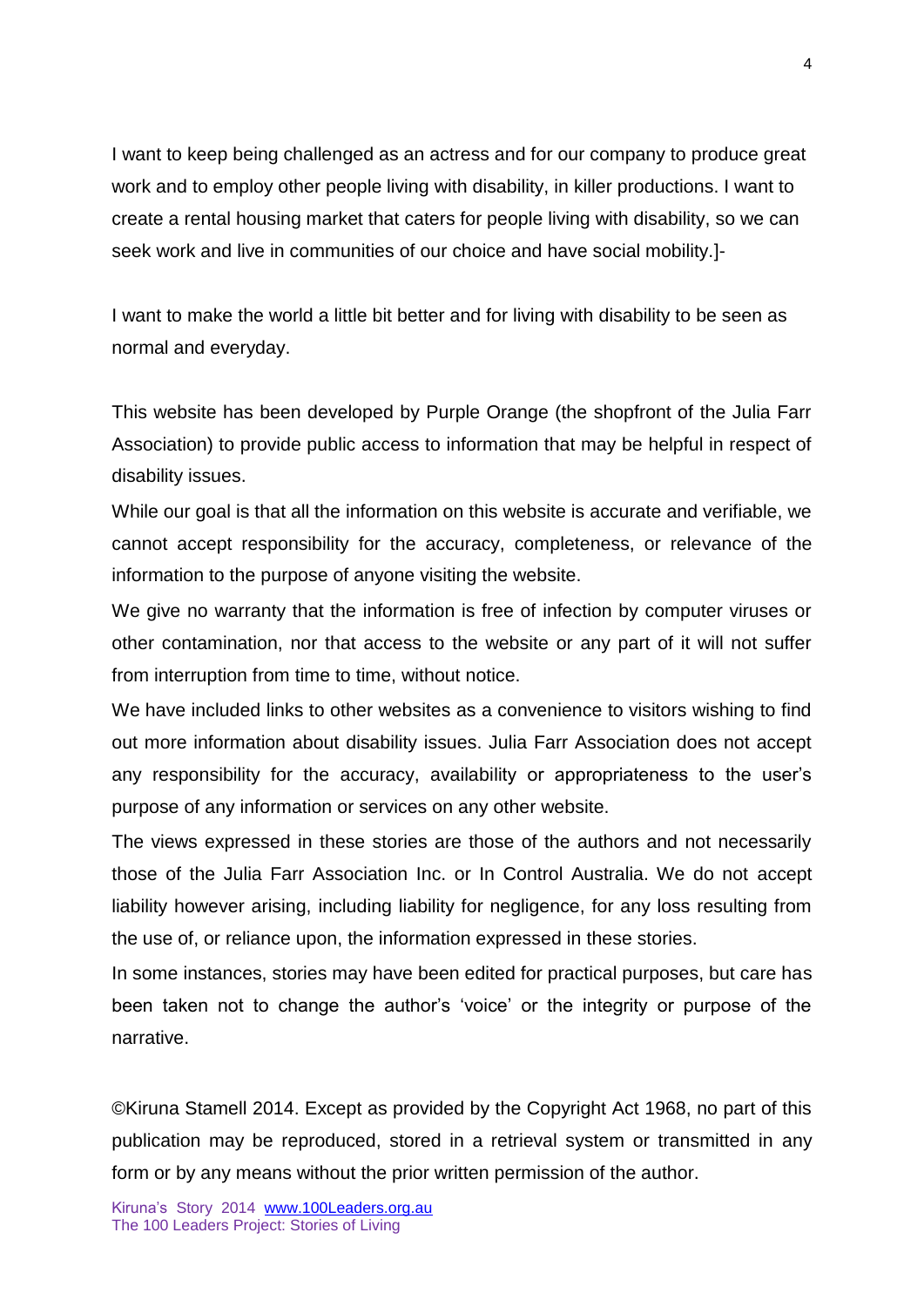I want to keep being challenged as an actress and for our company to produce great work and to employ other people living with disability, in killer productions. I want to create a rental housing market that caters for people living with disability, so we can seek work and live in communities of our choice and have social mobility.]-

I want to make the world a little bit better and for living with disability to be seen as normal and everyday.

This website has been developed by Purple Orange (the shopfront of the Julia Farr Association) to provide public access to information that may be helpful in respect of disability issues.

While our goal is that all the information on this website is accurate and verifiable, we cannot accept responsibility for the accuracy, completeness, or relevance of the information to the purpose of anyone visiting the website.

We give no warranty that the information is free of infection by computer viruses or other contamination, nor that access to the website or any part of it will not suffer from interruption from time to time, without notice.

We have included links to other websites as a convenience to visitors wishing to find out more information about disability issues. Julia Farr Association does not accept any responsibility for the accuracy, availability or appropriateness to the user's purpose of any information or services on any other website.

The views expressed in these stories are those of the authors and not necessarily those of the Julia Farr Association Inc. or In Control Australia. We do not accept liability however arising, including liability for negligence, for any loss resulting from the use of, or reliance upon, the information expressed in these stories.

In some instances, stories may have been edited for practical purposes, but care has been taken not to change the author's 'voice' or the integrity or purpose of the narrative.

©Kiruna Stamell 2014. Except as provided by the Copyright Act 1968, no part of this publication may be reproduced, stored in a retrieval system or transmitted in any form or by any means without the prior written permission of the author.